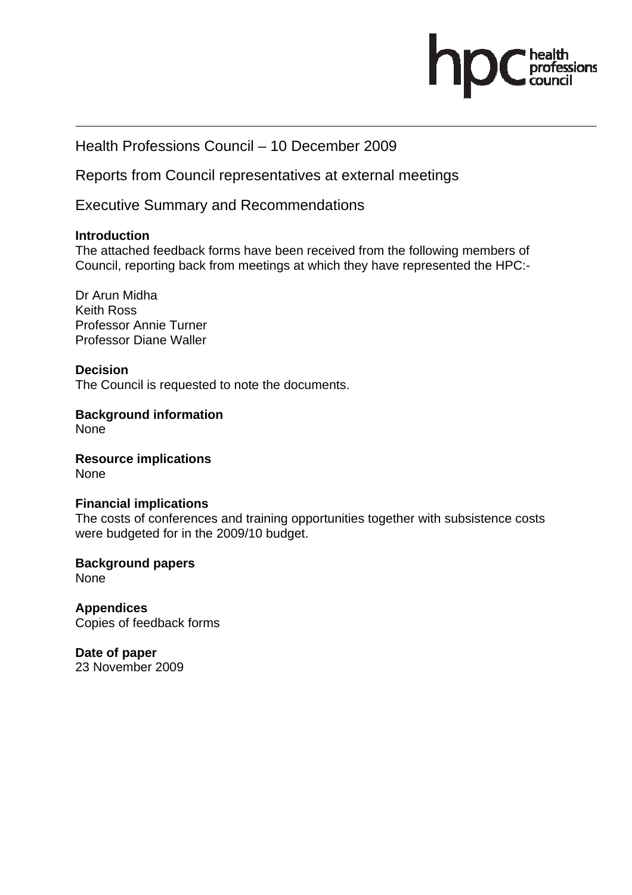Health Professions Council – 10 December 2009

Reports from Council representatives at external meetings

Executive Summary and Recommendations

**Introduction**
The attached feedback forms have been received from the following members of Council, reporting back from meetings at which they have represented the HPC:-

Dr Arun Midha
Keith Ross
Professor Annie Turner
Professor Diane Waller

**Decision**
The Council is requested to note the documents.

**Background information**
None

**Resource implications**
None

**Financial implications**
The costs of conferences and training opportunities together with subsistence costs were budgeted for in the 2009/10 budget.

**Background papers**
None

**Appendices**
Copies of feedback forms

**Date of paper**
23 November 2009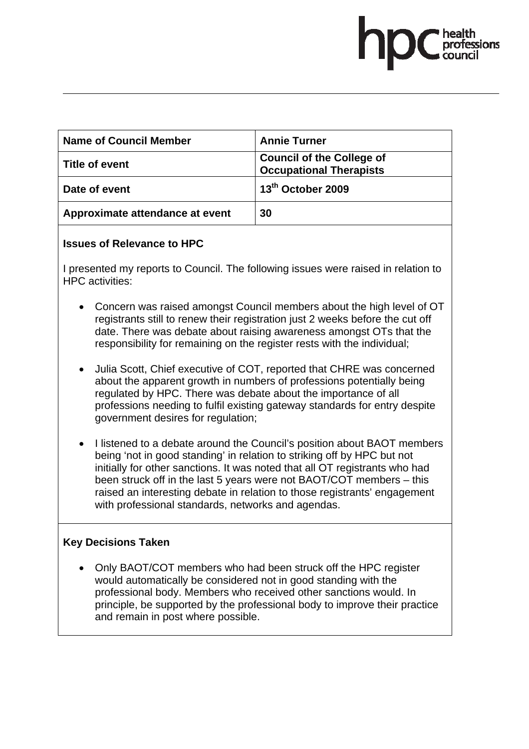| Name of Council Member | Annie Turner |
|---|---|
| Title of event | Council of the College of Occupational Therapists |
| Date of event | 13th October 2009 |
| Approximate attendance at event | 30 |

**Issues of Relevance to HPC**

I presented my reports to Council. The following issues were raised in relation to HPC activities:

- Concern was raised amongst Council members about the high level of OT registrants still to renew their registration just 2 weeks before the cut off date. There was debate about raising awareness amongst OTs that the responsibility for remaining on the register rests with the individual;
- Julia Scott, Chief executive of COT, reported that CHRE was concerned about the apparent growth in numbers of professions potentially being regulated by HPC. There was debate about the importance of all professions needing to fulfil existing gateway standards for entry despite government desires for regulation;
- I listened to a debate around the Council's position about BAOT members being 'not in good standing' in relation to striking off by HPC but not initially for other sanctions. It was noted that all OT registrants who had been struck off in the last 5 years were not BAOT/COT members – this raised an interesting debate in relation to those registrants' engagement with professional standards, networks and agendas.

**Key Decisions Taken**

- Only BAOT/COT members who had been struck off the HPC register would automatically be considered not in good standing with the professional body. Members who received other sanctions would. In principle, be supported by the professional body to improve their practice and remain in post where possible.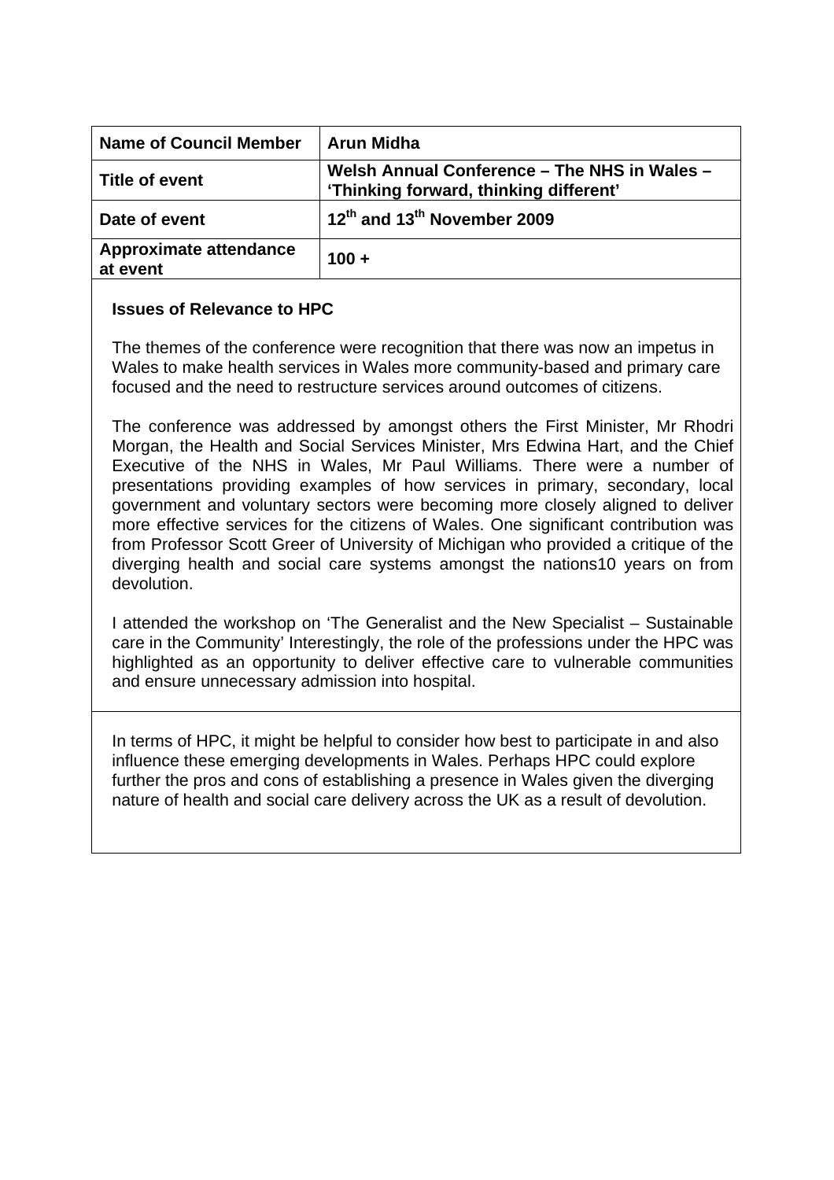| Name of Council Member | Arun Midha |
|---|---|
| Title of event | Welsh Annual Conference – The NHS in Wales – 'Thinking forward, thinking different' |
| Date of event | 12th and 13th November 2009 |
| Approximate attendance at event | 100 + |

**Issues of Relevance to HPC**

The themes of the conference were recognition that there was now an impetus in Wales to make health services in Wales more community-based and primary care focused and the need to restructure services around outcomes of citizens.

The conference was addressed by amongst others the First Minister, Mr Rhodri Morgan, the Health and Social Services Minister, Mrs Edwina Hart, and the Chief Executive of the NHS in Wales, Mr Paul Williams. There were a number of presentations providing examples of how services in primary, secondary, local government and voluntary sectors were becoming more closely aligned to deliver more effective services for the citizens of Wales. One significant contribution was from Professor Scott Greer of University of Michigan who provided a critique of the diverging health and social care systems amongst the nations10 years on from devolution.

I attended the workshop on 'The Generalist and the New Specialist – Sustainable care in the Community' Interestingly, the role of the professions under the HPC was highlighted as an opportunity to deliver effective care to vulnerable communities and ensure unnecessary admission into hospital.

In terms of HPC, it might be helpful to consider how best to participate in and also influence these emerging developments in Wales. Perhaps HPC could explore further the pros and cons of establishing a presence in Wales given the diverging nature of health and social care delivery across the UK as a result of devolution.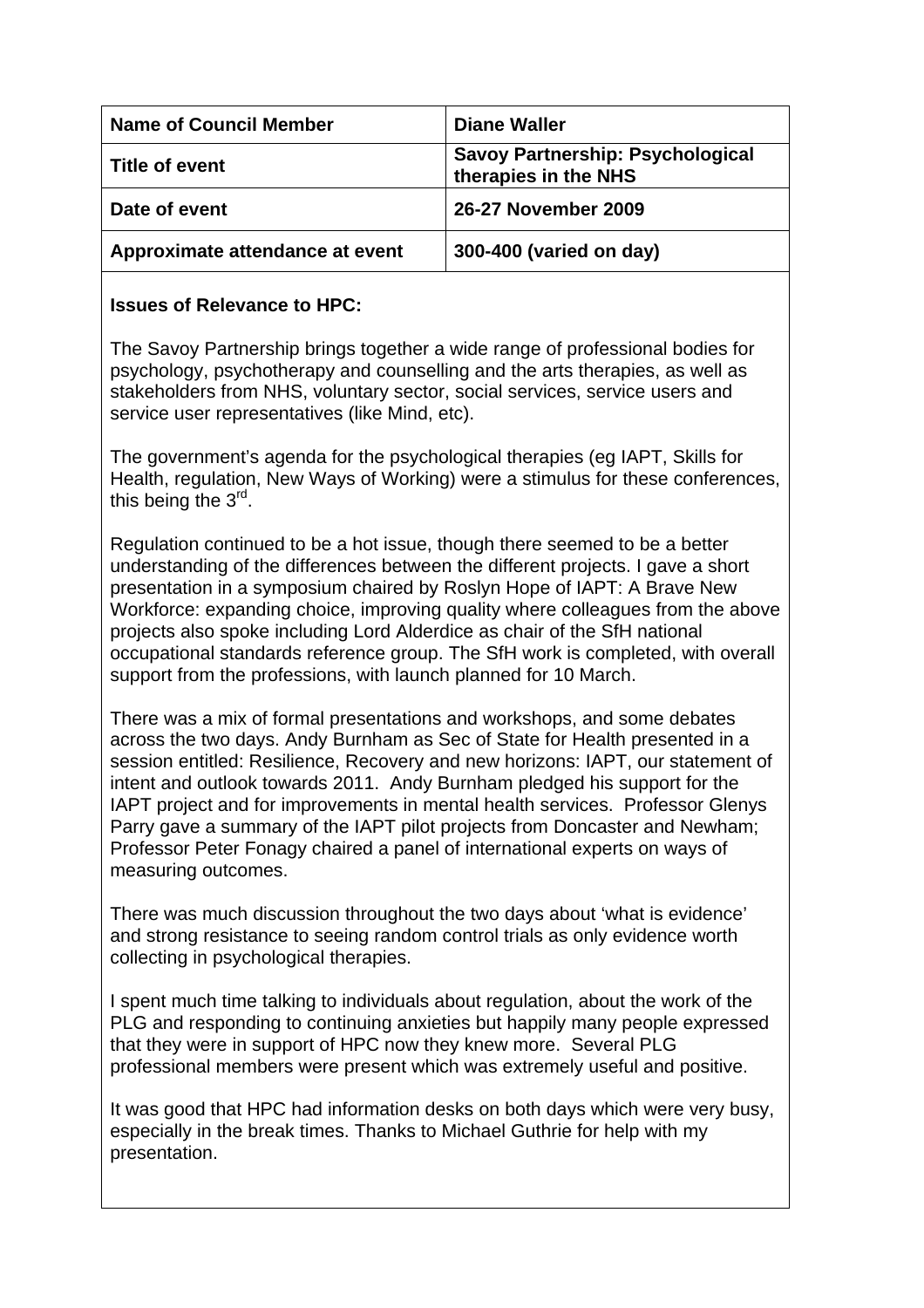| Name of Council Member | Diane Waller |
|---|---|
| Title of event | Savoy Partnership: Psychological therapies in the NHS |
| Date of event | 26-27 November 2009 |
| Approximate attendance at event | 300-400 (varied on day) |

**Issues of Relevance to HPC:**

The Savoy Partnership brings together a wide range of professional bodies for psychology, psychotherapy and counselling and the arts therapies, as well as stakeholders from NHS, voluntary sector, social services, service users and service user representatives (like Mind, etc).

The government's agenda for the psychological therapies (eg IAPT, Skills for Health, regulation, New Ways of Working) were a stimulus for these conferences, this being the 3rd.

Regulation continued to be a hot issue, though there seemed to be a better understanding of the differences between the different projects. I gave a short presentation in a symposium chaired by Roslyn Hope of IAPT: A Brave New Workforce: expanding choice, improving quality where colleagues from the above projects also spoke including Lord Alderdice as chair of the SfH national occupational standards reference group. The SfH work is completed, with overall support from the professions, with launch planned for 10 March.

There was a mix of formal presentations and workshops, and some debates across the two days. Andy Burnham as Sec of State for Health presented in a session entitled: Resilience, Recovery and new horizons: IAPT, our statement of intent and outlook towards 2011. Andy Burnham pledged his support for the IAPT project and for improvements in mental health services. Professor Glenys Parry gave a summary of the IAPT pilot projects from Doncaster and Newham; Professor Peter Fonagy chaired a panel of international experts on ways of measuring outcomes.

There was much discussion throughout the two days about 'what is evidence' and strong resistance to seeing random control trials as only evidence worth collecting in psychological therapies.

I spent much time talking to individuals about regulation, about the work of the PLG and responding to continuing anxieties but happily many people expressed that they were in support of HPC now they knew more. Several PLG professional members were present which was extremely useful and positive.

It was good that HPC had information desks on both days which were very busy, especially in the break times. Thanks to Michael Guthrie for help with my presentation.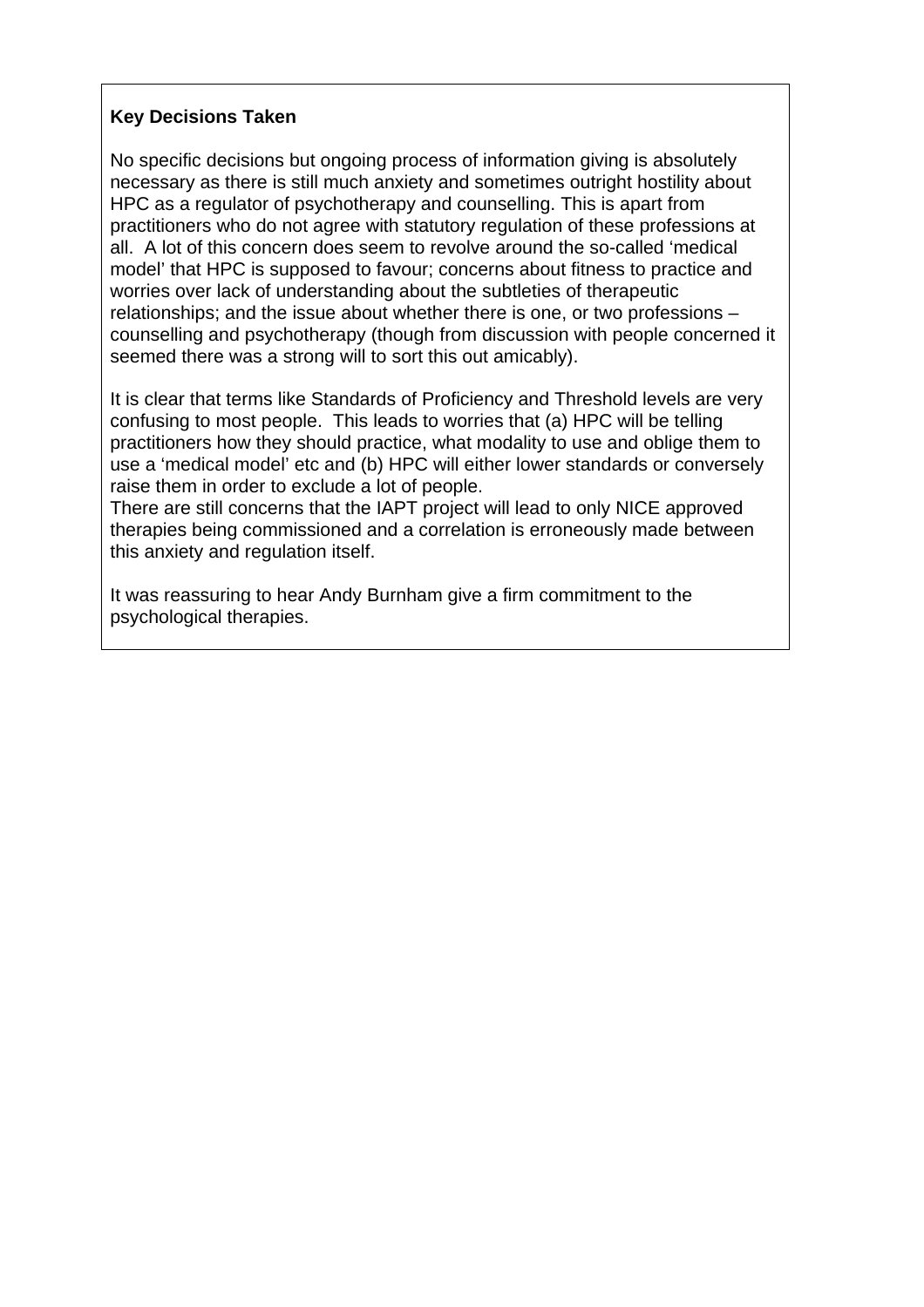**Key Decisions Taken**

No specific decisions but ongoing process of information giving is absolutely necessary as there is still much anxiety and sometimes outright hostility about HPC as a regulator of psychotherapy and counselling. This is apart from practitioners who do not agree with statutory regulation of these professions at all. A lot of this concern does seem to revolve around the so-called 'medical model' that HPC is supposed to favour; concerns about fitness to practice and worries over lack of understanding about the subtleties of therapeutic relationships; and the issue about whether there is one, or two professions – counselling and psychotherapy (though from discussion with people concerned it seemed there was a strong will to sort this out amicably).

It is clear that terms like Standards of Proficiency and Threshold levels are very confusing to most people. This leads to worries that (a) HPC will be telling practitioners how they should practice, what modality to use and oblige them to use a 'medical model' etc and (b) HPC will either lower standards or conversely raise them in order to exclude a lot of people.
There are still concerns that the IAPT project will lead to only NICE approved therapies being commissioned and a correlation is erroneously made between this anxiety and regulation itself.

It was reassuring to hear Andy Burnham give a firm commitment to the psychological therapies.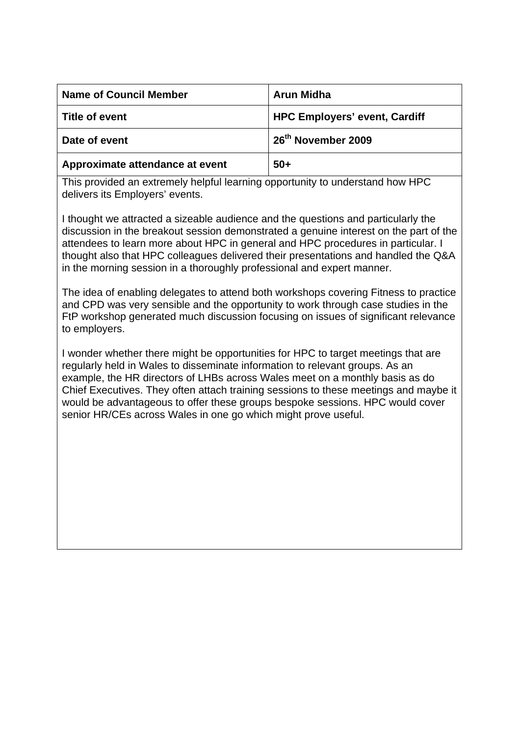| Name of Council Member | Arun Midha |
|---|---|
| Title of event | HPC Employers' event, Cardiff |
| Date of event | 26th November 2009 |
| Approximate attendance at event | 50+ |

This provided an extremely helpful learning opportunity to understand how HPC delivers its Employers' events.

I thought we attracted a sizeable audience and the questions and particularly the discussion in the breakout session demonstrated a genuine interest on the part of the attendees to learn more about HPC in general and HPC procedures in particular. I thought also that HPC colleagues delivered their presentations and handled the Q&A in the morning session in a thoroughly professional and expert manner.

The idea of enabling delegates to attend both workshops covering Fitness to practice and CPD was very sensible and the opportunity to work through case studies in the FtP workshop generated much discussion focusing on issues of significant relevance to employers.

I wonder whether there might be opportunities for HPC to target meetings that are regularly held in Wales to disseminate information to relevant groups. As an example, the HR directors of LHBs across Wales meet on a monthly basis as do Chief Executives. They often attach training sessions to these meetings and maybe it would be advantageous to offer these groups bespoke sessions. HPC would cover senior HR/CEs across Wales in one go which might prove useful.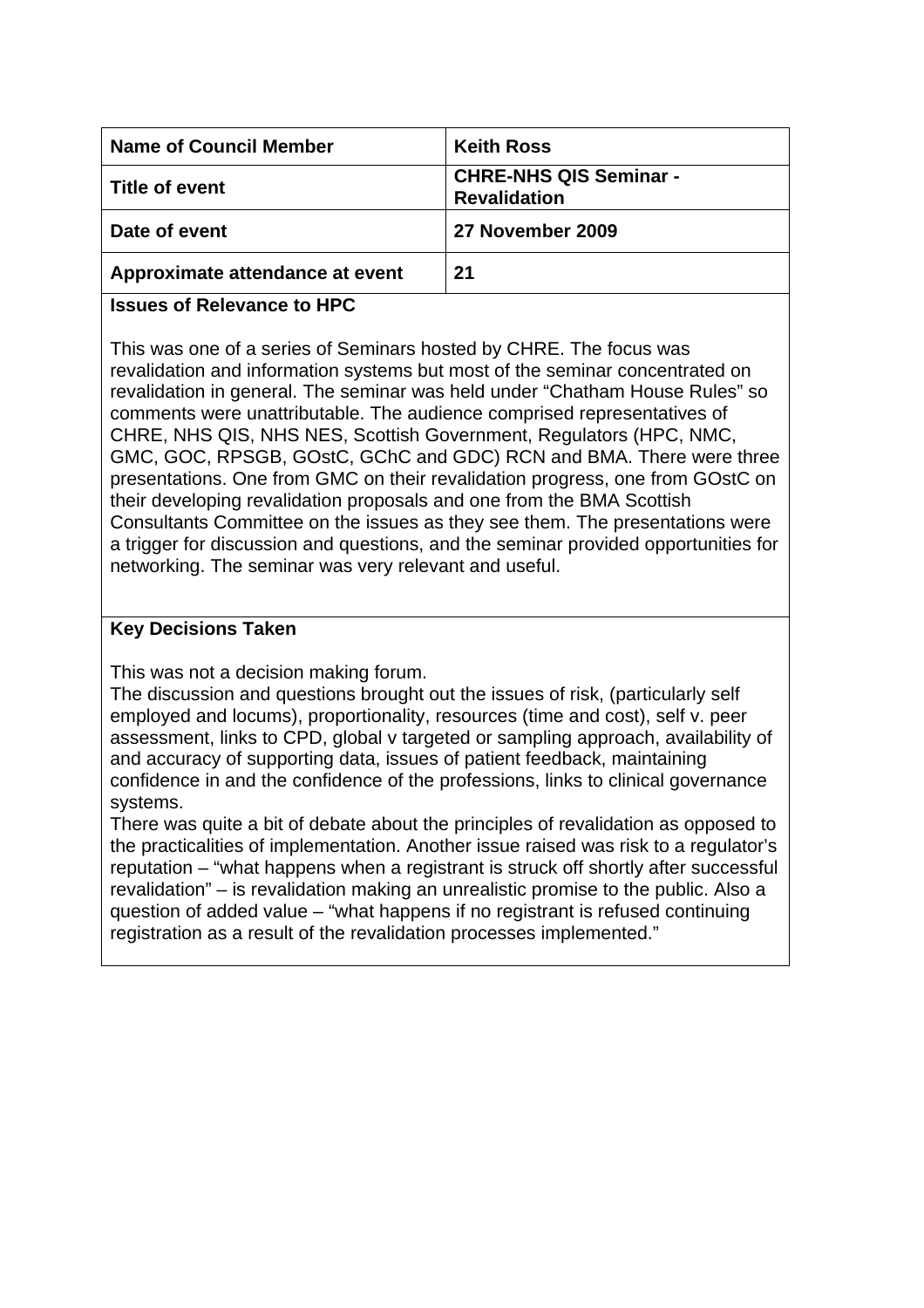| | |
|---|---|
| **Name of Council Member** | **Keith Ross** |
| **Title of event** | **CHRE-NHS QIS Seminar - Revalidation** |
| **Date of event** | **27 November 2009** |
| **Approximate attendance at event** | **21** |

**Issues of Relevance to HPC**

This was one of a series of Seminars hosted by CHRE. The focus was revalidation and information systems but most of the seminar concentrated on revalidation in general. The seminar was held under "Chatham House Rules" so comments were unattributable. The audience comprised representatives of CHRE, NHS QIS, NHS NES, Scottish Government, Regulators (HPC, NMC, GMC, GOC, RPSGB, GOstC, GChC and GDC) RCN and BMA. There were three presentations. One from GMC on their revalidation progress, one from GOstC on their developing revalidation proposals and one from the BMA Scottish Consultants Committee on the issues as they see them. The presentations were a trigger for discussion and questions, and the seminar provided opportunities for networking. The seminar was very relevant and useful.

**Key Decisions Taken**

This was not a decision making forum.
The discussion and questions brought out the issues of risk, (particularly self employed and locums), proportionality, resources (time and cost), self v. peer assessment, links to CPD, global v targeted or sampling approach, availability of and accuracy of supporting data, issues of patient feedback, maintaining confidence in and the confidence of the professions, links to clinical governance systems.
There was quite a bit of debate about the principles of revalidation as opposed to the practicalities of implementation. Another issue raised was risk to a regulator's reputation – "what happens when a registrant is struck off shortly after successful revalidation" – is revalidation making an unrealistic promise to the public. Also a question of added value – "what happens if no registrant is refused continuing registration as a result of the revalidation processes implemented."